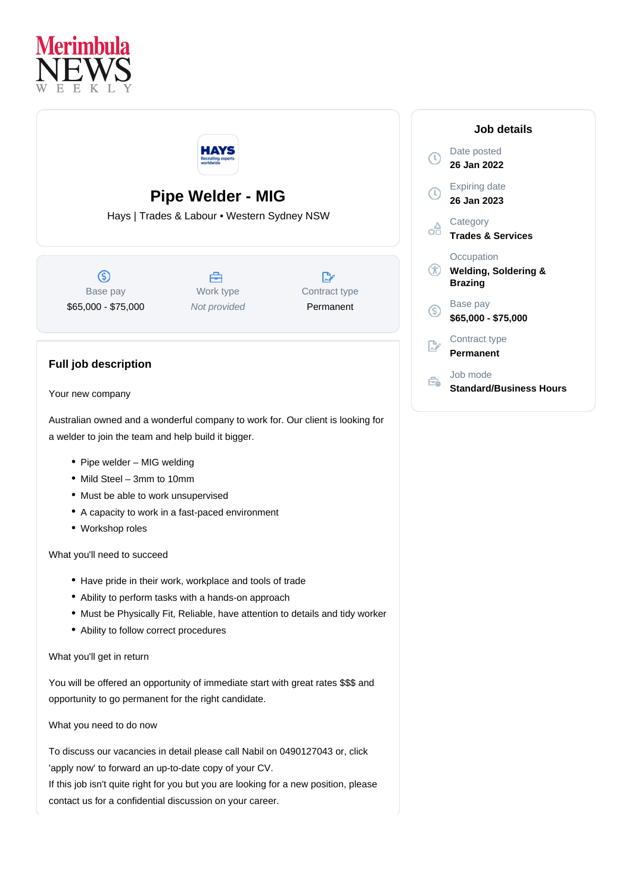Merimbula NEWS WEEKLY

# Pipe Welder - MIG

Hays | Trades & Labour • Western Sydney NSW

| Base pay | Work type | Contract type |
|---|---|---|
| $65,000 - $75,000 | *Not provided* | Permanent |

## Full job description

Your new company

Australian owned and a wonderful company to work for. Our client is looking for a welder to join the team and help build it bigger.

- Pipe welder – MIG welding
- Mild Steel – 3mm to 10mm
- Must be able to work unsupervised
- A capacity to work in a fast-paced environment
- Workshop roles

What you'll need to succeed

- Have pride in their work, workplace and tools of trade
- Ability to perform tasks with a hands-on approach
- Must be Physically Fit, Reliable, have attention to details and tidy worker
- Ability to follow correct procedures

What you'll get in return

You will be offered an opportunity of immediate start with great rates $$$ and opportunity to go permanent for the right candidate.

What you need to do now

To discuss our vacancies in detail please call Nabil on 0490127043 or, click 'apply now' to forward an up-to-date copy of your CV.
If this job isn't quite right for you but you are looking for a new position, please contact us for a confidential discussion on your career.

## Job details

Date posted
**26 Jan 2022**

Expiring date
**26 Jan 2023**

Category
**Trades & Services**

Occupation
**Welding, Soldering & Brazing**

Base pay
**$65,000 - $75,000**

Contract type
**Permanent**

Job mode
**Standard/Business Hours**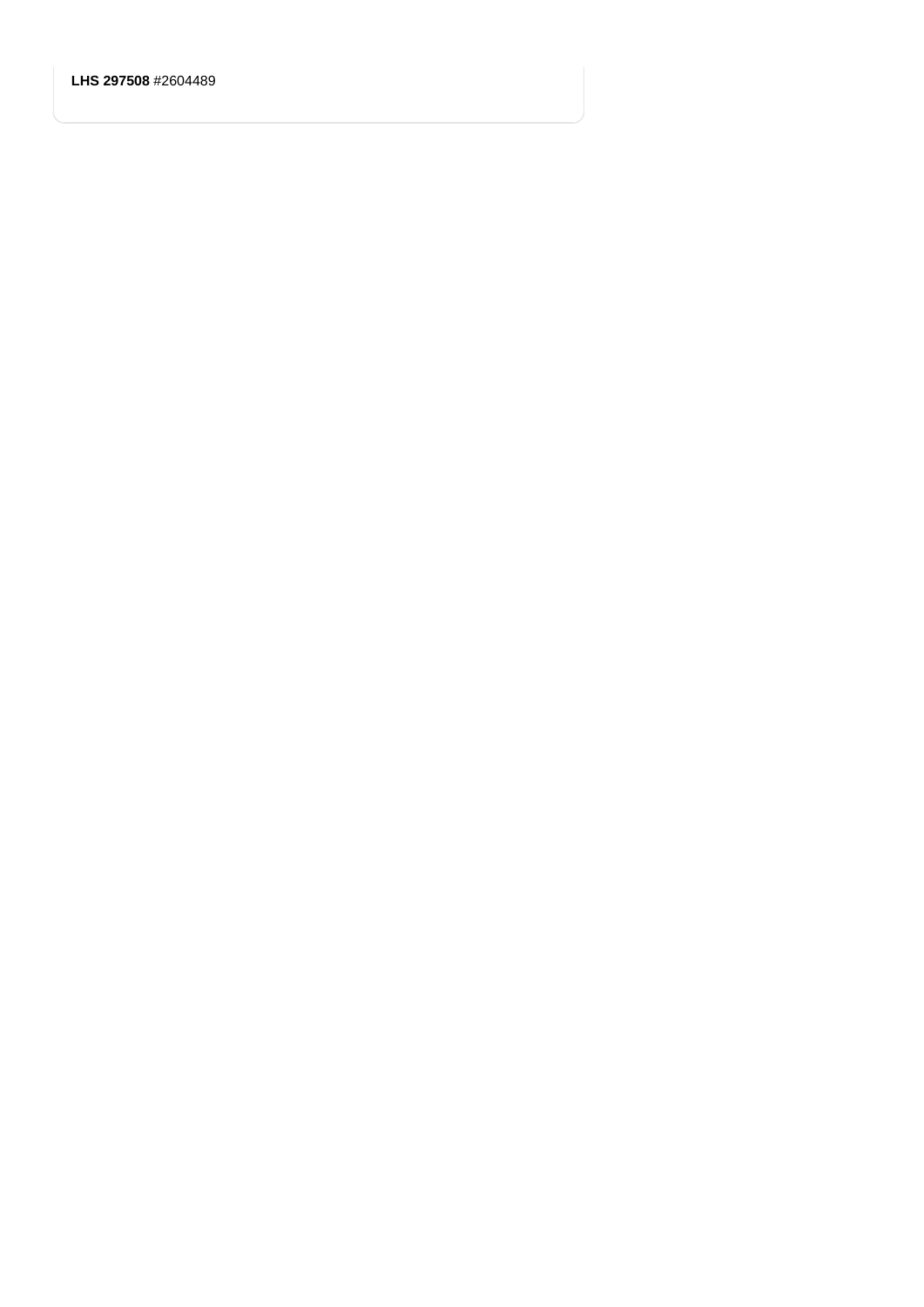**LHS 297508** #2604489